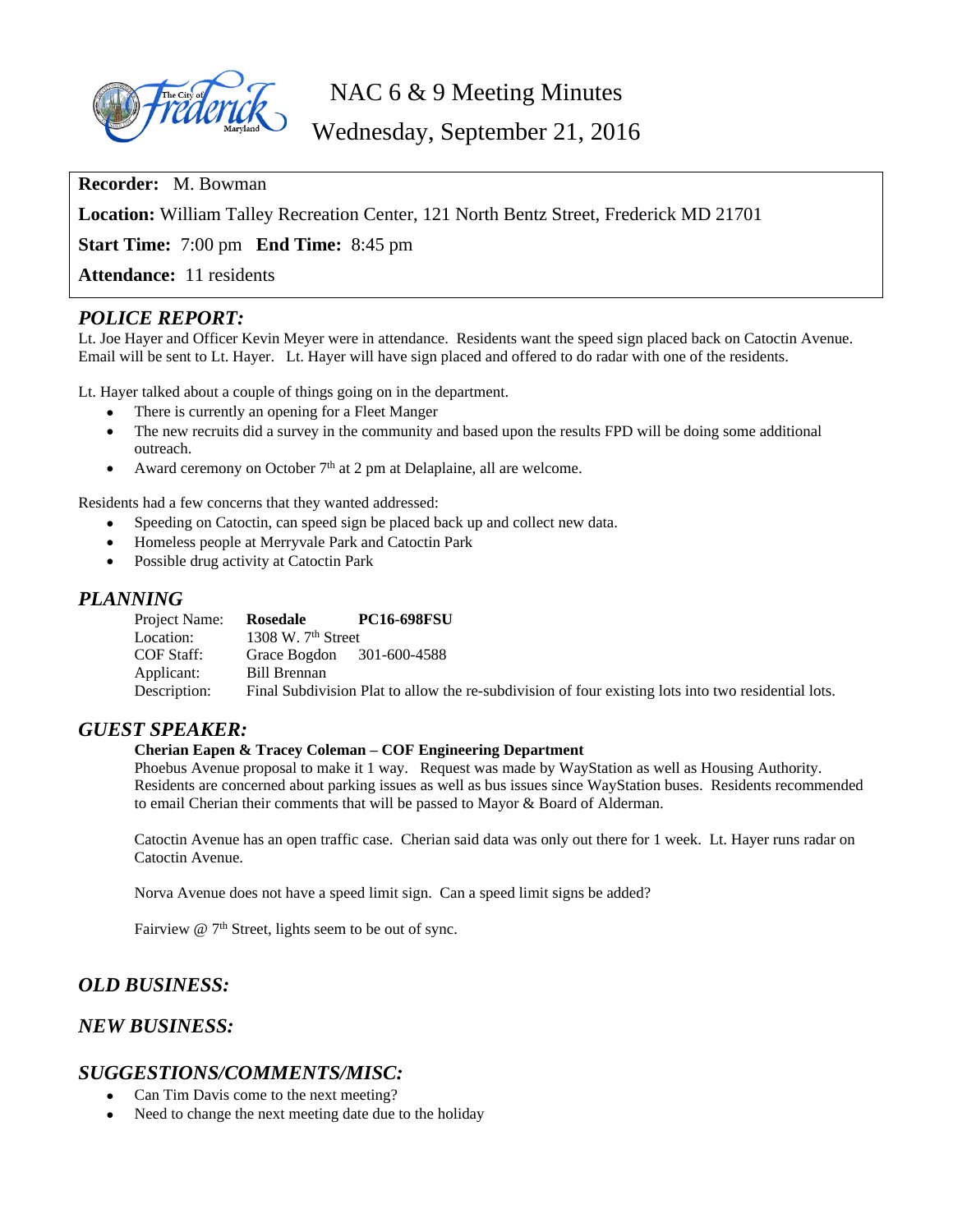# NAC 6 & 9 Meeting Minutes

## Wednesday, September 21, 2016

**Recorder:** M. Bowman

**Location:** William Talley Recreation Center, 121 North Bentz Street, Frederick MD 21701

**Start Time:** 7:00 pm **End Time:** 8:45 pm

**Attendance:** 11 residents

## *POLICE REPORT:*

Lt. Joe Hayer and Officer Kevin Meyer were in attendance. Residents want the speed sign placed back on Catoctin Avenue. Email will be sent to Lt. Hayer. Lt. Hayer will have sign placed and offered to do radar with one of the residents.

Lt. Hayer talked about a couple of things going on in the department.

- There is currently an opening for a Fleet Manger
- The new recruits did a survey in the community and based upon the results FPD will be doing some additional outreach.
- Award ceremony on October 7th at 2 pm at Delaplaine, all are welcome.

Residents had a few concerns that they wanted addressed:

- Speeding on Catoctin, can speed sign be placed back up and collect new data.
- Homeless people at Merryvale Park and Catoctin Park
- Possible drug activity at Catoctin Park

## *PLANNING*

| | | |
|---|---|---|
| Project Name: | **Rosedale** | **PC16-698FSU** |
| Location: | 1308 W. 7th Street | |
| COF Staff: | Grace Bogdon | 301-600-4588 |
| Applicant: | Bill Brennan | |
| Description: | Final Subdivision Plat to allow the re-subdivision of four existing lots into two residential lots. | |

## *GUEST SPEAKER:*

**Cherian Eapen & Tracey Coleman – COF Engineering Department**

Phoebus Avenue proposal to make it 1 way. Request was made by WayStation as well as Housing Authority. Residents are concerned about parking issues as well as bus issues since WayStation buses. Residents recommended to email Cherian their comments that will be passed to Mayor & Board of Alderman.

Catoctin Avenue has an open traffic case. Cherian said data was only out there for 1 week. Lt. Hayer runs radar on Catoctin Avenue.

Norva Avenue does not have a speed limit sign. Can a speed limit signs be added?

Fairview @ 7th Street, lights seem to be out of sync.

## *OLD BUSINESS:*

## *NEW BUSINESS:*

## *SUGGESTIONS/COMMENTS/MISC:*

- Can Tim Davis come to the next meeting?
- Need to change the next meeting date due to the holiday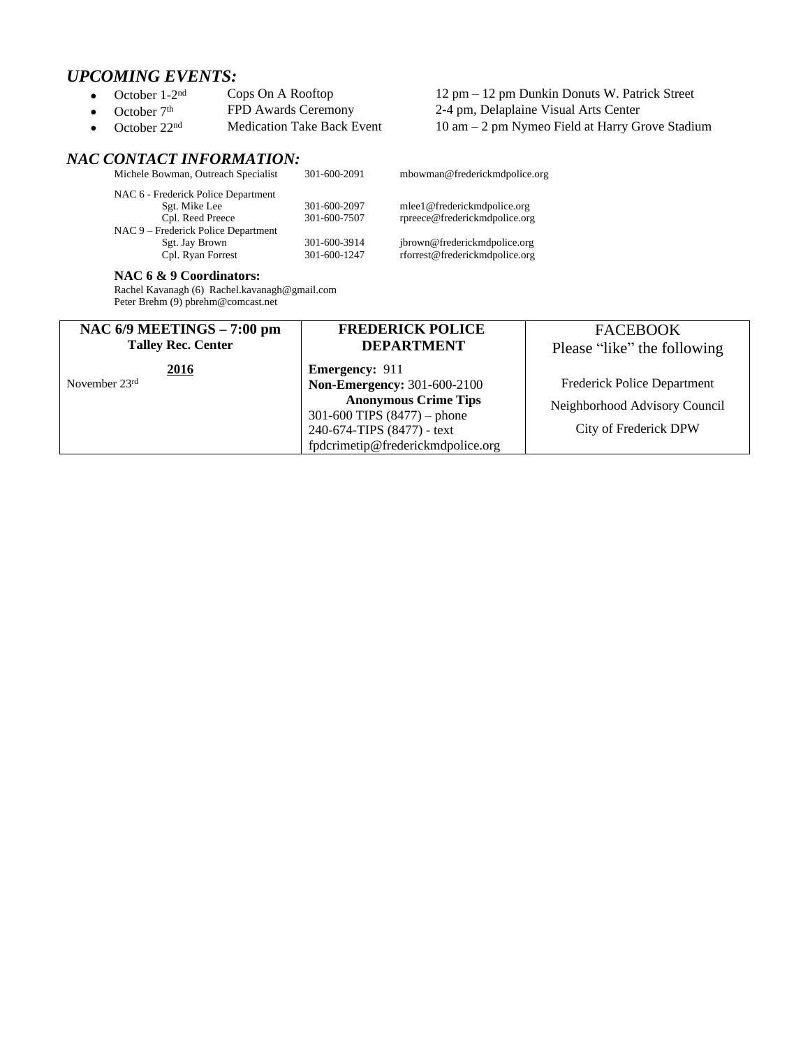## *UPCOMING EVENTS:*

- October 1-2nd — Cops On A Rooftop — 12 pm – 12 pm Dunkin Donuts W. Patrick Street
- October 7th — FPD Awards Ceremony — 2-4 pm, Delaplaine Visual Arts Center
- October 22nd — Medication Take Back Event — 10 am – 2 pm Nymeo Field at Harry Grove Stadium

## *NAC CONTACT INFORMATION:*

| | | |
|---|---|---|
| Michele Bowman, Outreach Specialist | 301-600-2091 | mbowman@frederickmdpolice.org |
| NAC 6 - Frederick Police Department | | |
| Sgt. Mike Lee | 301-600-2097 | mlee1@frederickmdpolice.org |
| Cpl. Reed Preece | 301-600-7507 | rpreece@frederickmdpolice.org |
| NAC 9 – Frederick Police Department | | |
| Sgt. Jay Brown | 301-600-3914 | jbrown@frederickmdpolice.org |
| Cpl. Ryan Forrest | 301-600-1247 | rforrest@frederickmdpolice.org |

**NAC 6 & 9 Coordinators:**

Rachel Kavanagh (6) Rachel.kavanagh@gmail.com
Peter Brehm (9) pbrehm@comcast.net

| **NAC 6/9 MEETINGS – 7:00 pm** **Talley Rec. Center** | **FREDERICK POLICE DEPARTMENT** | FACEBOOK Please "like" the following |
|---|---|---|
| **2016** November 23rd | **Emergency:** 911 **Non-Emergency:** 301-600-2100 **Anonymous Crime Tips** 301-600 TIPS (8477) – phone 240-674-TIPS (8477) - text fpdcrimetip@frederickmdpolice.org | Frederick Police Department Neighborhood Advisory Council City of Frederick DPW |